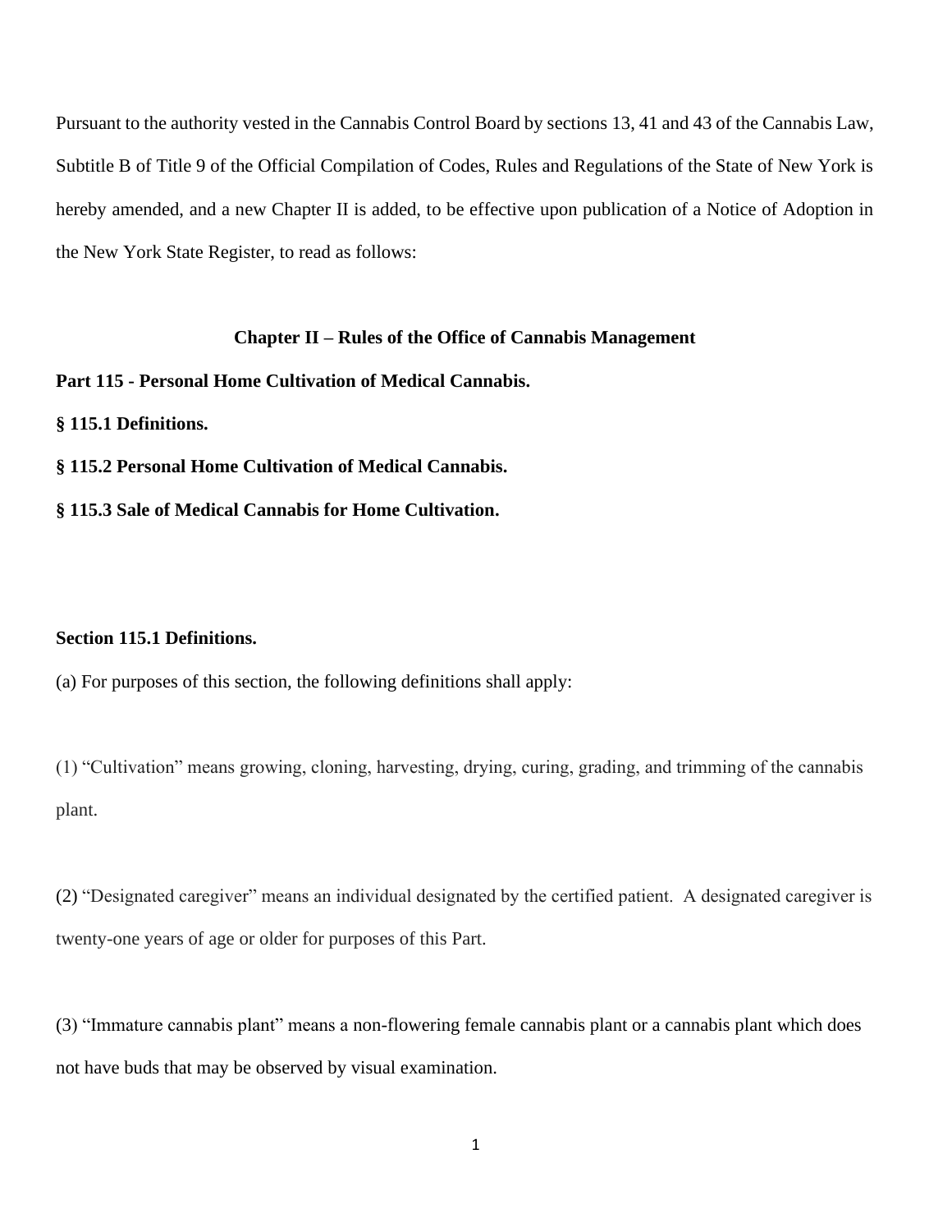Pursuant to the authority vested in the Cannabis Control Board by sections 13, 41 and 43 of the Cannabis Law, Subtitle B of Title 9 of the Official Compilation of Codes, Rules and Regulations of the State of New York is hereby amended, and a new Chapter II is added, to be effective upon publication of a Notice of Adoption in the New York State Register, to read as follows:

## Chapter II – Rules of the Office of Cannabis Management

**Part 115 - Personal Home Cultivation of Medical Cannabis.**

**§ 115.1 Definitions.**

**§ 115.2 Personal Home Cultivation of Medical Cannabis.**

**§ 115.3 Sale of Medical Cannabis for Home Cultivation.**

### Section 115.1 Definitions.

(a) For purposes of this section, the following definitions shall apply:

(1) "Cultivation" means growing, cloning, harvesting, drying, curing, grading, and trimming of the cannabis plant.

(2) "Designated caregiver" means an individual designated by the certified patient. A designated caregiver is twenty-one years of age or older for purposes of this Part.

(3) "Immature cannabis plant" means a non-flowering female cannabis plant or a cannabis plant which does not have buds that may be observed by visual examination.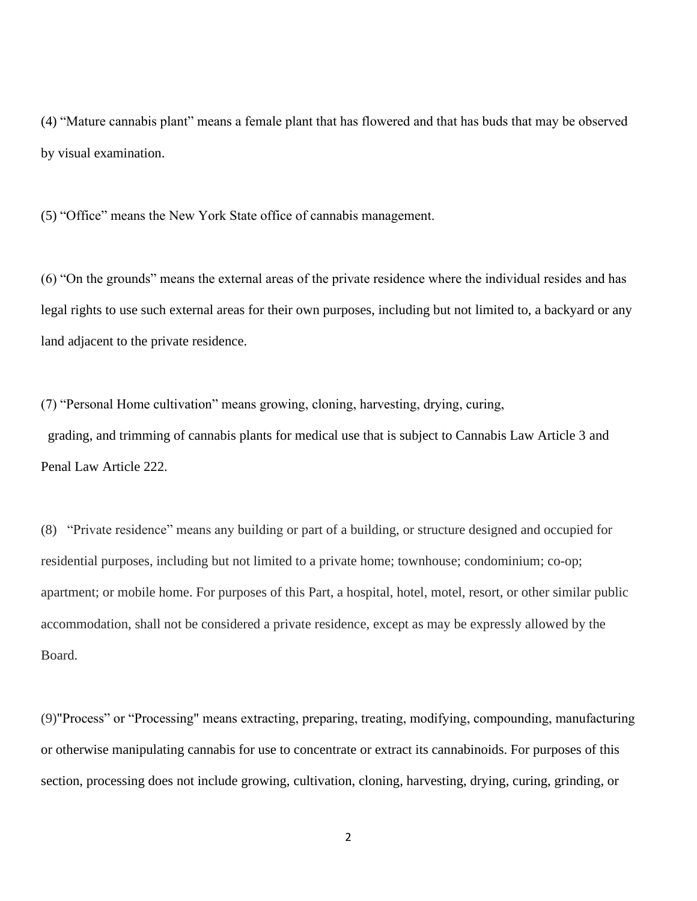(4) “Mature cannabis plant” means a female plant that has flowered and that has buds that may be observed by visual examination.

(5) “Office” means the New York State office of cannabis management.

(6) “On the grounds” means the external areas of the private residence where the individual resides and has legal rights to use such external areas for their own purposes, including but not limited to, a backyard or any land adjacent to the private residence.

(7) “Personal Home cultivation” means growing, cloning, harvesting, drying, curing, grading, and trimming of cannabis plants for medical use that is subject to Cannabis Law Article 3 and Penal Law Article 222.

(8) “Private residence” means any building or part of a building, or structure designed and occupied for residential purposes, including but not limited to a private home; townhouse; condominium; co-op; apartment; or mobile home. For purposes of this Part, a hospital, hotel, motel, resort, or other similar public accommodation, shall not be considered a private residence, except as may be expressly allowed by the Board.

(9)"Process” or “Processing" means extracting, preparing, treating, modifying, compounding, manufacturing or otherwise manipulating cannabis for use to concentrate or extract its cannabinoids. For purposes of this section, processing does not include growing, cultivation, cloning, harvesting, drying, curing, grinding, or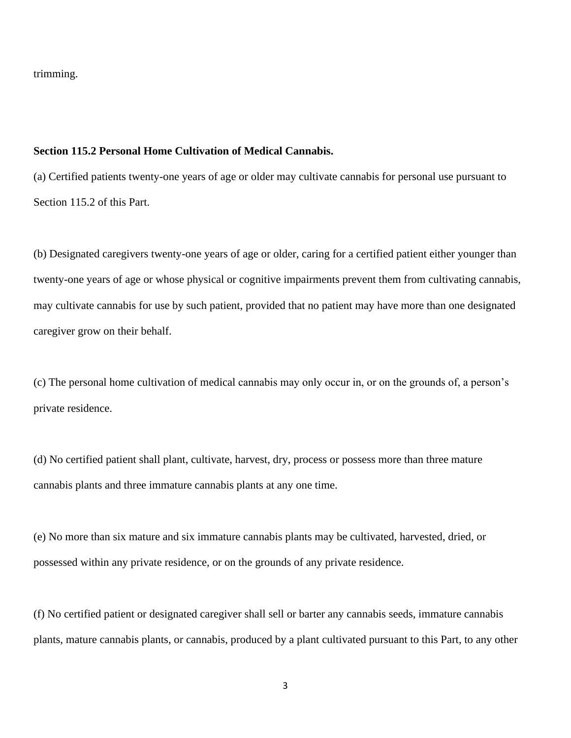trimming.

**Section 115.2 Personal Home Cultivation of Medical Cannabis.**

(a) Certified patients twenty-one years of age or older may cultivate cannabis for personal use pursuant to Section 115.2 of this Part.

(b) Designated caregivers twenty-one years of age or older, caring for a certified patient either younger than twenty-one years of age or whose physical or cognitive impairments prevent them from cultivating cannabis, may cultivate cannabis for use by such patient, provided that no patient may have more than one designated caregiver grow on their behalf.

(c) The personal home cultivation of medical cannabis may only occur in, or on the grounds of, a person's private residence.

(d) No certified patient shall plant, cultivate, harvest, dry, process or possess more than three mature cannabis plants and three immature cannabis plants at any one time.

(e) No more than six mature and six immature cannabis plants may be cultivated, harvested, dried, or possessed within any private residence, or on the grounds of any private residence.

(f) No certified patient or designated caregiver shall sell or barter any cannabis seeds, immature cannabis plants, mature cannabis plants, or cannabis, produced by a plant cultivated pursuant to this Part, to any other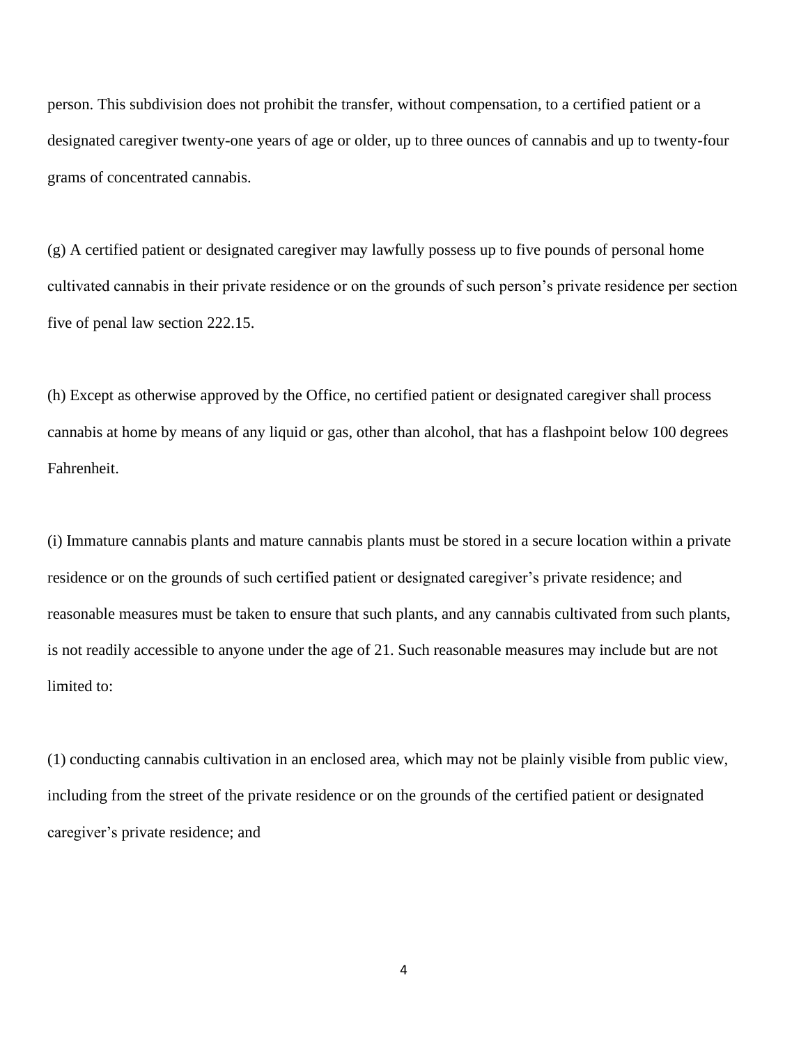person. This subdivision does not prohibit the transfer, without compensation, to a certified patient or a designated caregiver twenty-one years of age or older, up to three ounces of cannabis and up to twenty-four grams of concentrated cannabis.

(g) A certified patient or designated caregiver may lawfully possess up to five pounds of personal home cultivated cannabis in their private residence or on the grounds of such person's private residence per section five of penal law section 222.15.

(h) Except as otherwise approved by the Office, no certified patient or designated caregiver shall process cannabis at home by means of any liquid or gas, other than alcohol, that has a flashpoint below 100 degrees Fahrenheit.

(i) Immature cannabis plants and mature cannabis plants must be stored in a secure location within a private residence or on the grounds of such certified patient or designated caregiver's private residence; and reasonable measures must be taken to ensure that such plants, and any cannabis cultivated from such plants, is not readily accessible to anyone under the age of 21. Such reasonable measures may include but are not limited to:

(1) conducting cannabis cultivation in an enclosed area, which may not be plainly visible from public view, including from the street of the private residence or on the grounds of the certified patient or designated caregiver's private residence; and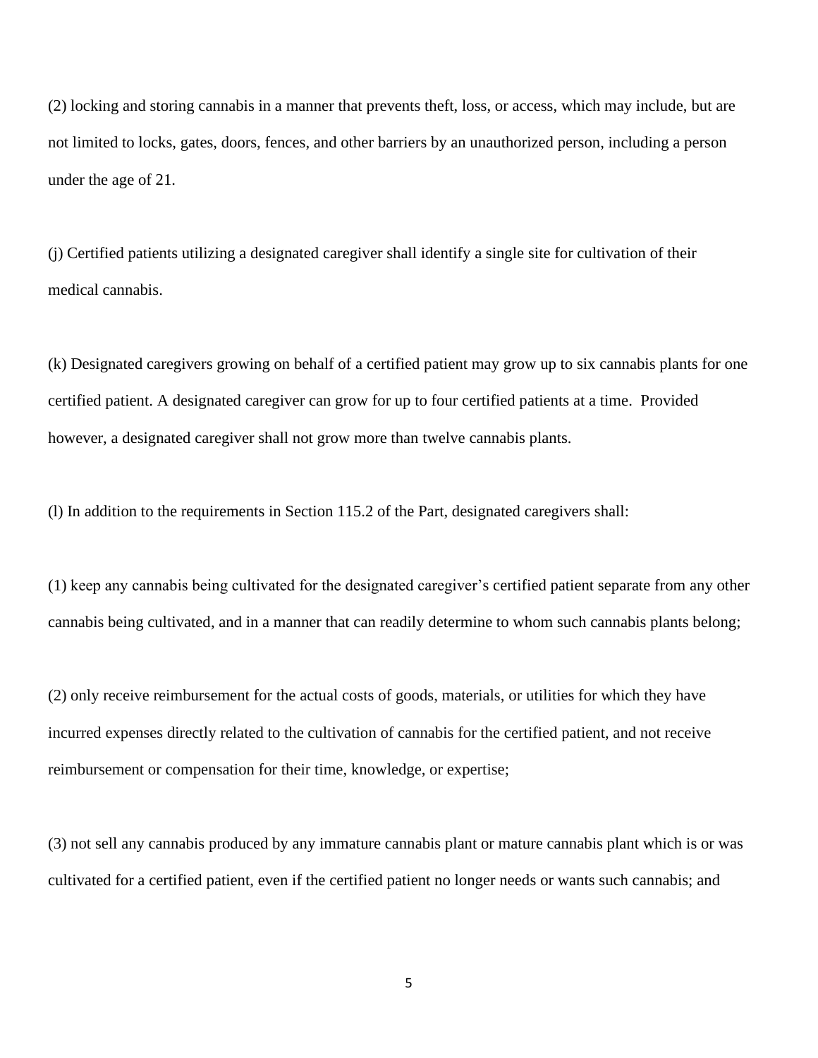(2) locking and storing cannabis in a manner that prevents theft, loss, or access, which may include, but are not limited to locks, gates, doors, fences, and other barriers by an unauthorized person, including a person under the age of 21.

(j) Certified patients utilizing a designated caregiver shall identify a single site for cultivation of their medical cannabis.

(k) Designated caregivers growing on behalf of a certified patient may grow up to six cannabis plants for one certified patient. A designated caregiver can grow for up to four certified patients at a time. Provided however, a designated caregiver shall not grow more than twelve cannabis plants.

(l) In addition to the requirements in Section 115.2 of the Part, designated caregivers shall:

(1) keep any cannabis being cultivated for the designated caregiver's certified patient separate from any other cannabis being cultivated, and in a manner that can readily determine to whom such cannabis plants belong;

(2) only receive reimbursement for the actual costs of goods, materials, or utilities for which they have incurred expenses directly related to the cultivation of cannabis for the certified patient, and not receive reimbursement or compensation for their time, knowledge, or expertise;

(3) not sell any cannabis produced by any immature cannabis plant or mature cannabis plant which is or was cultivated for a certified patient, even if the certified patient no longer needs or wants such cannabis; and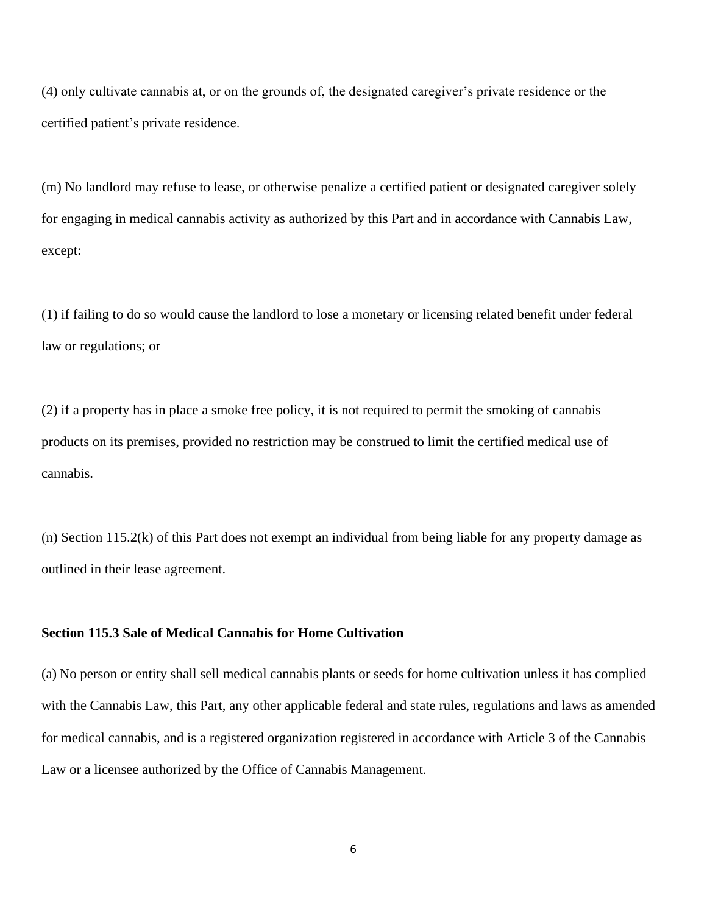(4) only cultivate cannabis at, or on the grounds of, the designated caregiver's private residence or the certified patient's private residence.

(m) No landlord may refuse to lease, or otherwise penalize a certified patient or designated caregiver solely for engaging in medical cannabis activity as authorized by this Part and in accordance with Cannabis Law, except:

(1) if failing to do so would cause the landlord to lose a monetary or licensing related benefit under federal law or regulations; or

(2) if a property has in place a smoke free policy, it is not required to permit the smoking of cannabis products on its premises, provided no restriction may be construed to limit the certified medical use of cannabis.

(n) Section 115.2(k) of this Part does not exempt an individual from being liable for any property damage as outlined in their lease agreement.

**Section 115.3 Sale of Medical Cannabis for Home Cultivation**

(a) No person or entity shall sell medical cannabis plants or seeds for home cultivation unless it has complied with the Cannabis Law, this Part, any other applicable federal and state rules, regulations and laws as amended for medical cannabis, and is a registered organization registered in accordance with Article 3 of the Cannabis Law or a licensee authorized by the Office of Cannabis Management.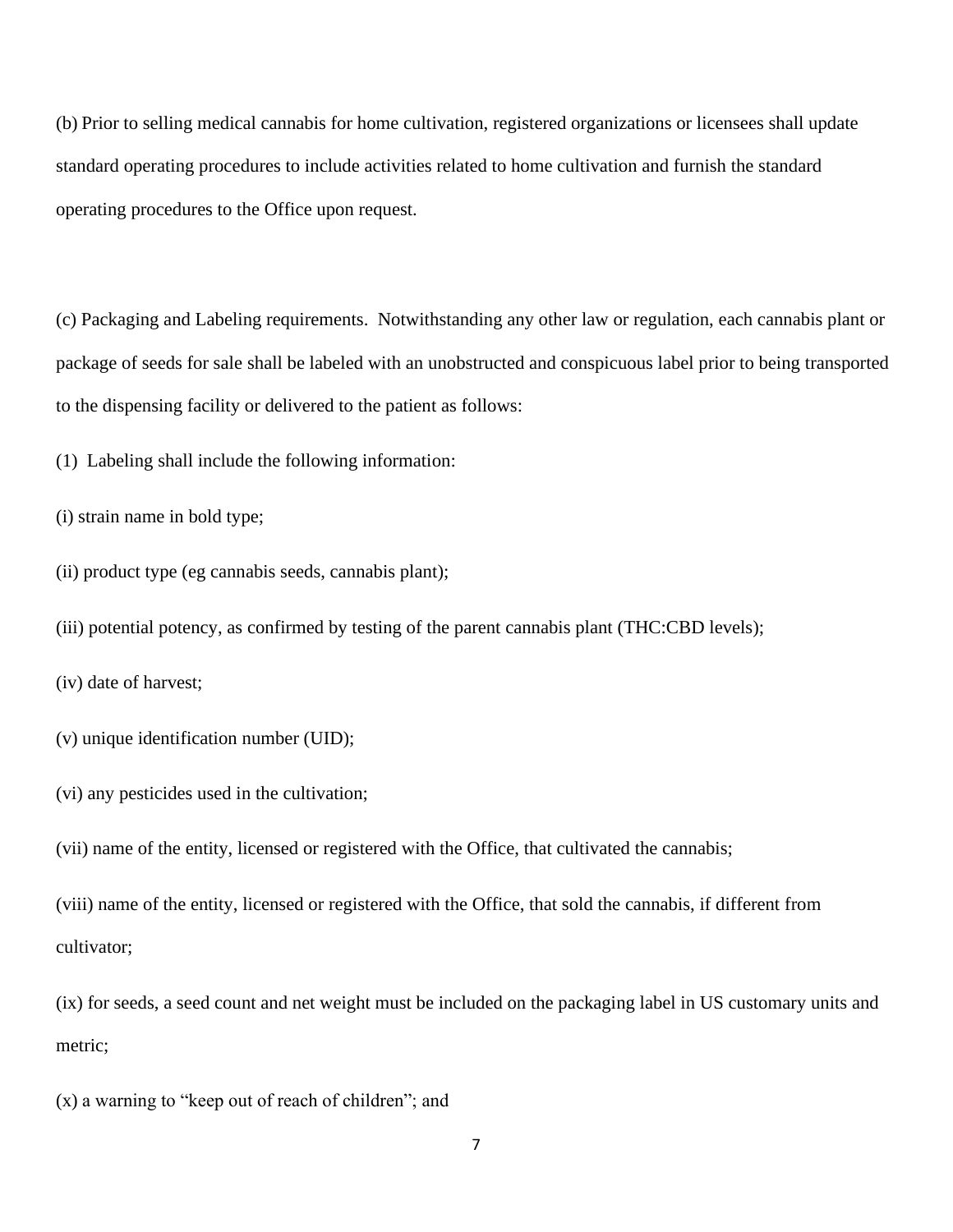(b) Prior to selling medical cannabis for home cultivation, registered organizations or licensees shall update standard operating procedures to include activities related to home cultivation and furnish the standard operating procedures to the Office upon request.

(c) Packaging and Labeling requirements. Notwithstanding any other law or regulation, each cannabis plant or package of seeds for sale shall be labeled with an unobstructed and conspicuous label prior to being transported to the dispensing facility or delivered to the patient as follows:

(1) Labeling shall include the following information:

(i) strain name in bold type;

(ii) product type (eg cannabis seeds, cannabis plant);

(iii) potential potency, as confirmed by testing of the parent cannabis plant (THC:CBD levels);

(iv) date of harvest;

(v) unique identification number (UID);

(vi) any pesticides used in the cultivation;

(vii) name of the entity, licensed or registered with the Office, that cultivated the cannabis;

(viii) name of the entity, licensed or registered with the Office, that sold the cannabis, if different from cultivator;

(ix) for seeds, a seed count and net weight must be included on the packaging label in US customary units and metric;

(x) a warning to "keep out of reach of children"; and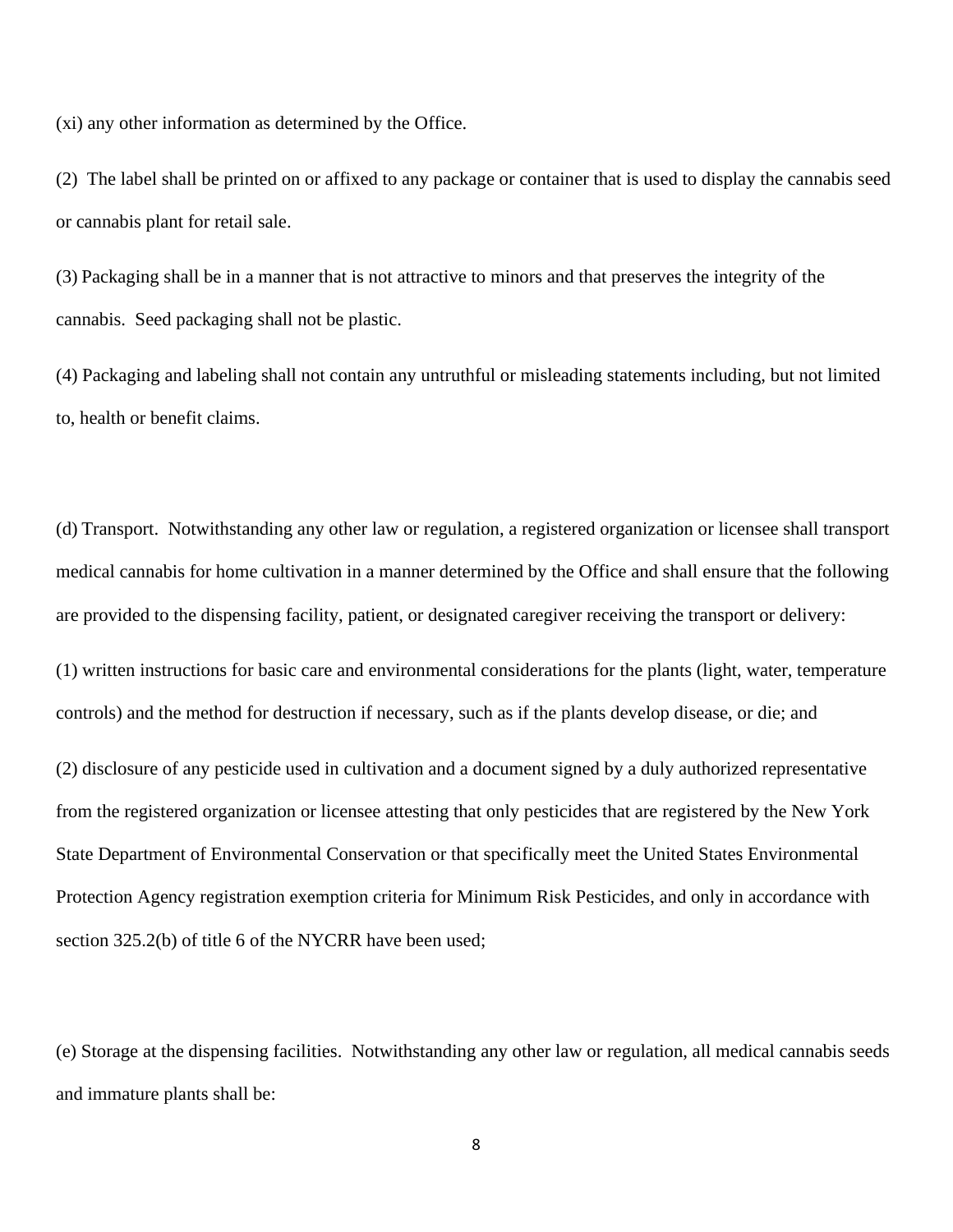(xi) any other information as determined by the Office.

(2) The label shall be printed on or affixed to any package or container that is used to display the cannabis seed or cannabis plant for retail sale.

(3) Packaging shall be in a manner that is not attractive to minors and that preserves the integrity of the cannabis. Seed packaging shall not be plastic.

(4) Packaging and labeling shall not contain any untruthful or misleading statements including, but not limited to, health or benefit claims.

(d) Transport. Notwithstanding any other law or regulation, a registered organization or licensee shall transport medical cannabis for home cultivation in a manner determined by the Office and shall ensure that the following are provided to the dispensing facility, patient, or designated caregiver receiving the transport or delivery:

(1) written instructions for basic care and environmental considerations for the plants (light, water, temperature controls) and the method for destruction if necessary, such as if the plants develop disease, or die; and

(2) disclosure of any pesticide used in cultivation and a document signed by a duly authorized representative from the registered organization or licensee attesting that only pesticides that are registered by the New York State Department of Environmental Conservation or that specifically meet the United States Environmental Protection Agency registration exemption criteria for Minimum Risk Pesticides, and only in accordance with section 325.2(b) of title 6 of the NYCRR have been used;

(e) Storage at the dispensing facilities. Notwithstanding any other law or regulation, all medical cannabis seeds and immature plants shall be: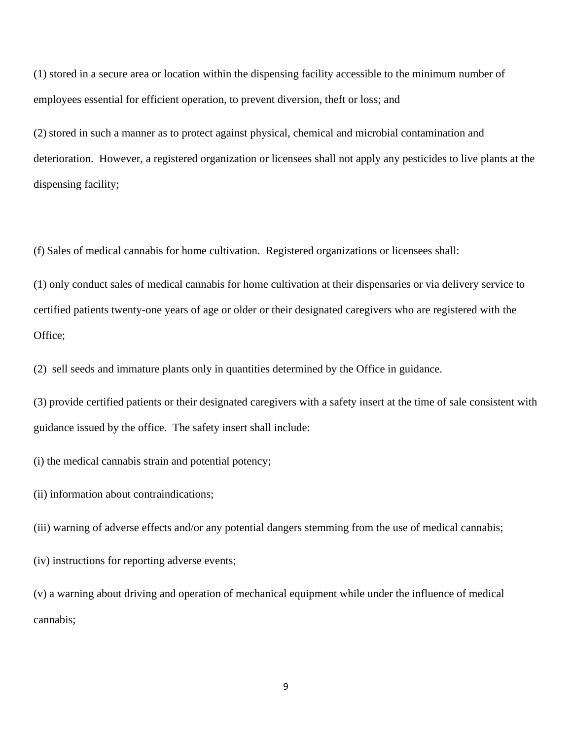(1) stored in a secure area or location within the dispensing facility accessible to the minimum number of employees essential for efficient operation, to prevent diversion, theft or loss; and

(2) stored in such a manner as to protect against physical, chemical and microbial contamination and deterioration. However, a registered organization or licensees shall not apply any pesticides to live plants at the dispensing facility;

(f) Sales of medical cannabis for home cultivation. Registered organizations or licensees shall:

(1) only conduct sales of medical cannabis for home cultivation at their dispensaries or via delivery service to certified patients twenty-one years of age or older or their designated caregivers who are registered with the Office;

(2) sell seeds and immature plants only in quantities determined by the Office in guidance.

(3) provide certified patients or their designated caregivers with a safety insert at the time of sale consistent with guidance issued by the office. The safety insert shall include:

(i) the medical cannabis strain and potential potency;

(ii) information about contraindications;

(iii) warning of adverse effects and/or any potential dangers stemming from the use of medical cannabis;

(iv) instructions for reporting adverse events;

(v) a warning about driving and operation of mechanical equipment while under the influence of medical cannabis;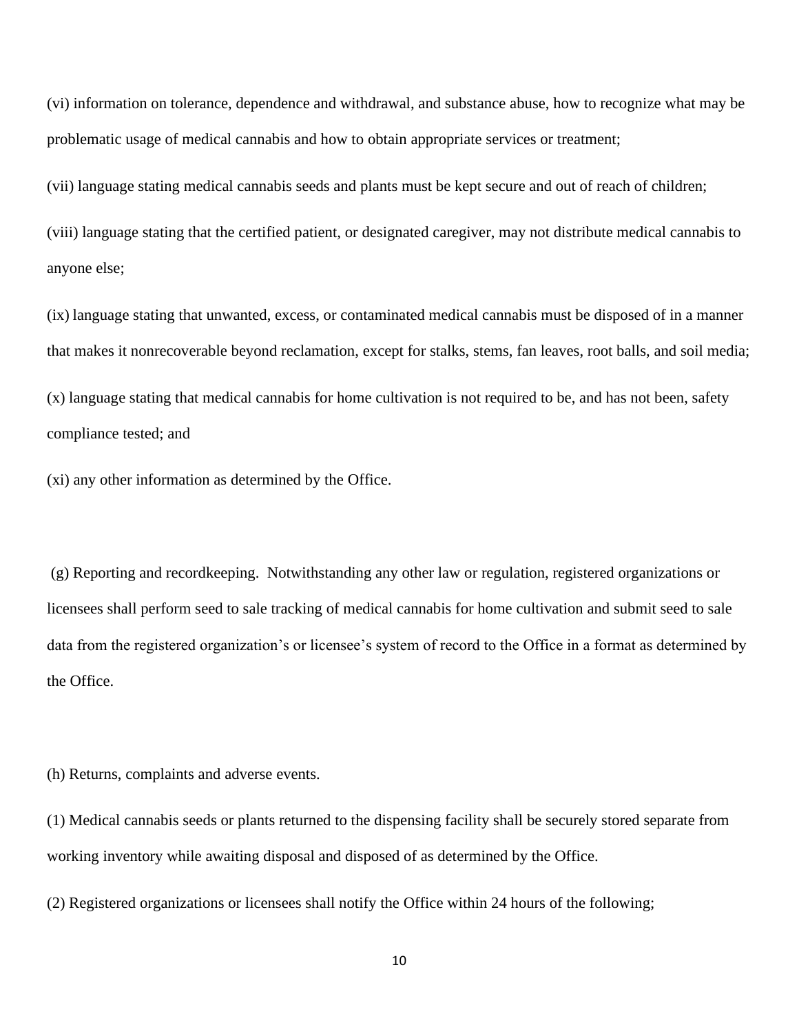(vi) information on tolerance, dependence and withdrawal, and substance abuse, how to recognize what may be problematic usage of medical cannabis and how to obtain appropriate services or treatment;

(vii) language stating medical cannabis seeds and plants must be kept secure and out of reach of children;

(viii) language stating that the certified patient, or designated caregiver, may not distribute medical cannabis to anyone else;

(ix) language stating that unwanted, excess, or contaminated medical cannabis must be disposed of in a manner that makes it nonrecoverable beyond reclamation, except for stalks, stems, fan leaves, root balls, and soil media;

(x) language stating that medical cannabis for home cultivation is not required to be, and has not been, safety compliance tested; and

(xi) any other information as determined by the Office.

(g) Reporting and recordkeeping. Notwithstanding any other law or regulation, registered organizations or licensees shall perform seed to sale tracking of medical cannabis for home cultivation and submit seed to sale data from the registered organization's or licensee's system of record to the Office in a format as determined by the Office.

(h) Returns, complaints and adverse events.

(1) Medical cannabis seeds or plants returned to the dispensing facility shall be securely stored separate from working inventory while awaiting disposal and disposed of as determined by the Office.

(2) Registered organizations or licensees shall notify the Office within 24 hours of the following;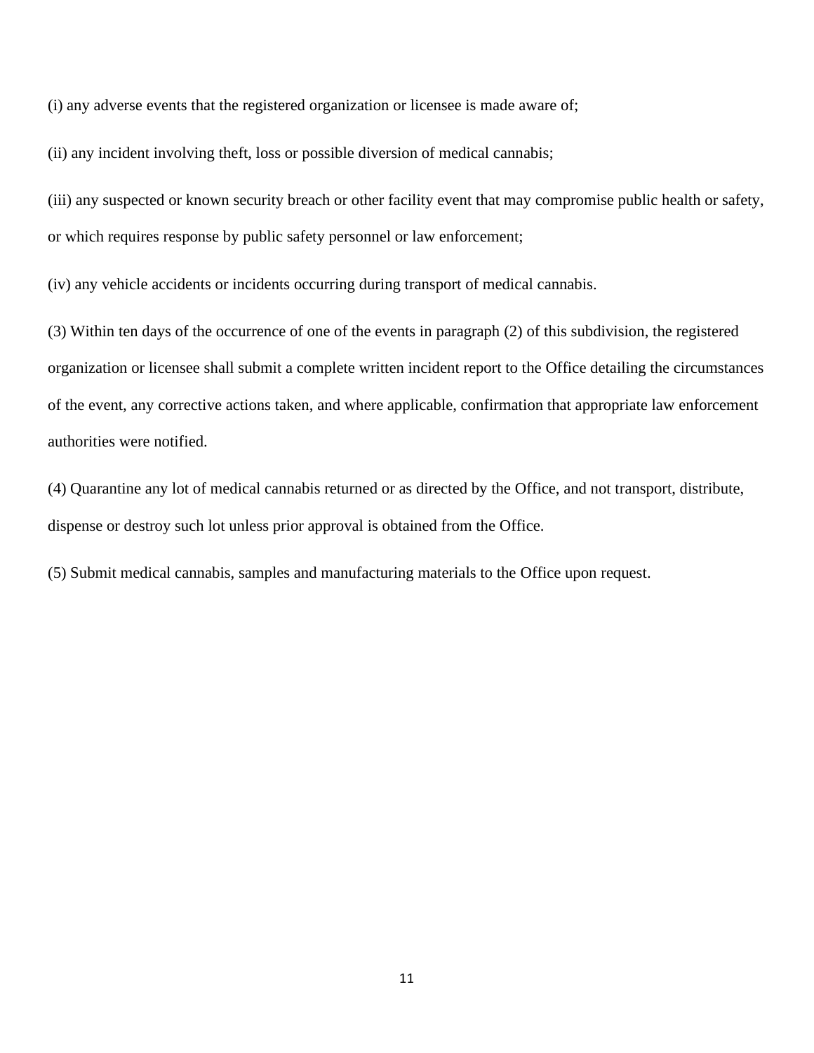(i) any adverse events that the registered organization or licensee is made aware of;

(ii) any incident involving theft, loss or possible diversion of medical cannabis;

(iii) any suspected or known security breach or other facility event that may compromise public health or safety, or which requires response by public safety personnel or law enforcement;

(iv) any vehicle accidents or incidents occurring during transport of medical cannabis.

(3) Within ten days of the occurrence of one of the events in paragraph (2) of this subdivision, the registered organization or licensee shall submit a complete written incident report to the Office detailing the circumstances of the event, any corrective actions taken, and where applicable, confirmation that appropriate law enforcement authorities were notified.

(4) Quarantine any lot of medical cannabis returned or as directed by the Office, and not transport, distribute, dispense or destroy such lot unless prior approval is obtained from the Office.

(5) Submit medical cannabis, samples and manufacturing materials to the Office upon request.